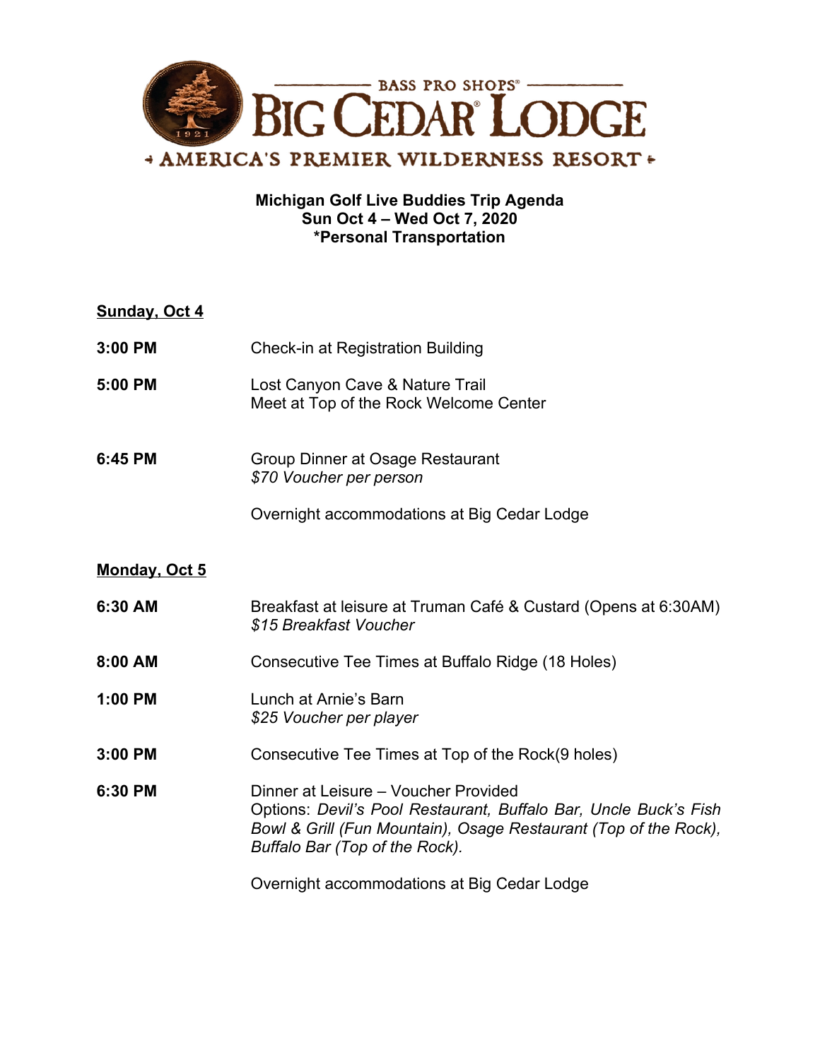BASS PRO SHOPS®

# BIG CEDAR® LODGE

AMERICA'S PREMIER WILDERNESS RESORT

**Michigan Golf Live Buddies Trip Agenda**
**Sun Oct 4 – Wed Oct 7, 2020**
**\*Personal Transportation**

## Sunday, Oct 4

**3:00 PM** Check-in at Registration Building

**5:00 PM** Lost Canyon Cave & Nature Trail
Meet at Top of the Rock Welcome Center

**6:45 PM** Group Dinner at Osage Restaurant
*$70 Voucher per person*

Overnight accommodations at Big Cedar Lodge

## Monday, Oct 5

**6:30 AM** Breakfast at leisure at Truman Café & Custard (Opens at 6:30AM)
*$15 Breakfast Voucher*

**8:00 AM** Consecutive Tee Times at Buffalo Ridge (18 Holes)

**1:00 PM** Lunch at Arnie's Barn
*$25 Voucher per player*

**3:00 PM** Consecutive Tee Times at Top of the Rock(9 holes)

**6:30 PM** Dinner at Leisure – Voucher Provided
Options: *Devil's Pool Restaurant, Buffalo Bar, Uncle Buck's Fish Bowl & Grill (Fun Mountain), Osage Restaurant (Top of the Rock), Buffalo Bar (Top of the Rock).*

Overnight accommodations at Big Cedar Lodge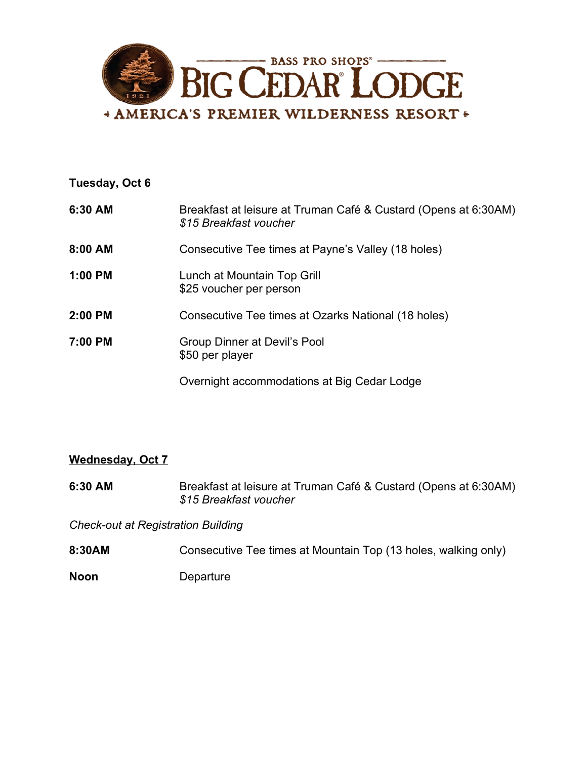BASS PRO SHOPS®

# BIG CEDAR® LODGE

AMERICA'S PREMIER WILDERNESS RESORT

## Tuesday, Oct 6

**6:30 AM** Breakfast at leisure at Truman Café & Custard (Opens at 6:30AM)
*$15 Breakfast voucher*

**8:00 AM** Consecutive Tee times at Payne's Valley (18 holes)

**1:00 PM** Lunch at Mountain Top Grill
$25 voucher per person

**2:00 PM** Consecutive Tee times at Ozarks National (18 holes)

**7:00 PM** Group Dinner at Devil's Pool
$50 per player

Overnight accommodations at Big Cedar Lodge

## Wednesday, Oct 7

**6:30 AM** Breakfast at leisure at Truman Café & Custard (Opens at 6:30AM)
*$15 Breakfast voucher*

*Check-out at Registration Building*

**8:30AM** Consecutive Tee times at Mountain Top (13 holes, walking only)

**Noon** Departure